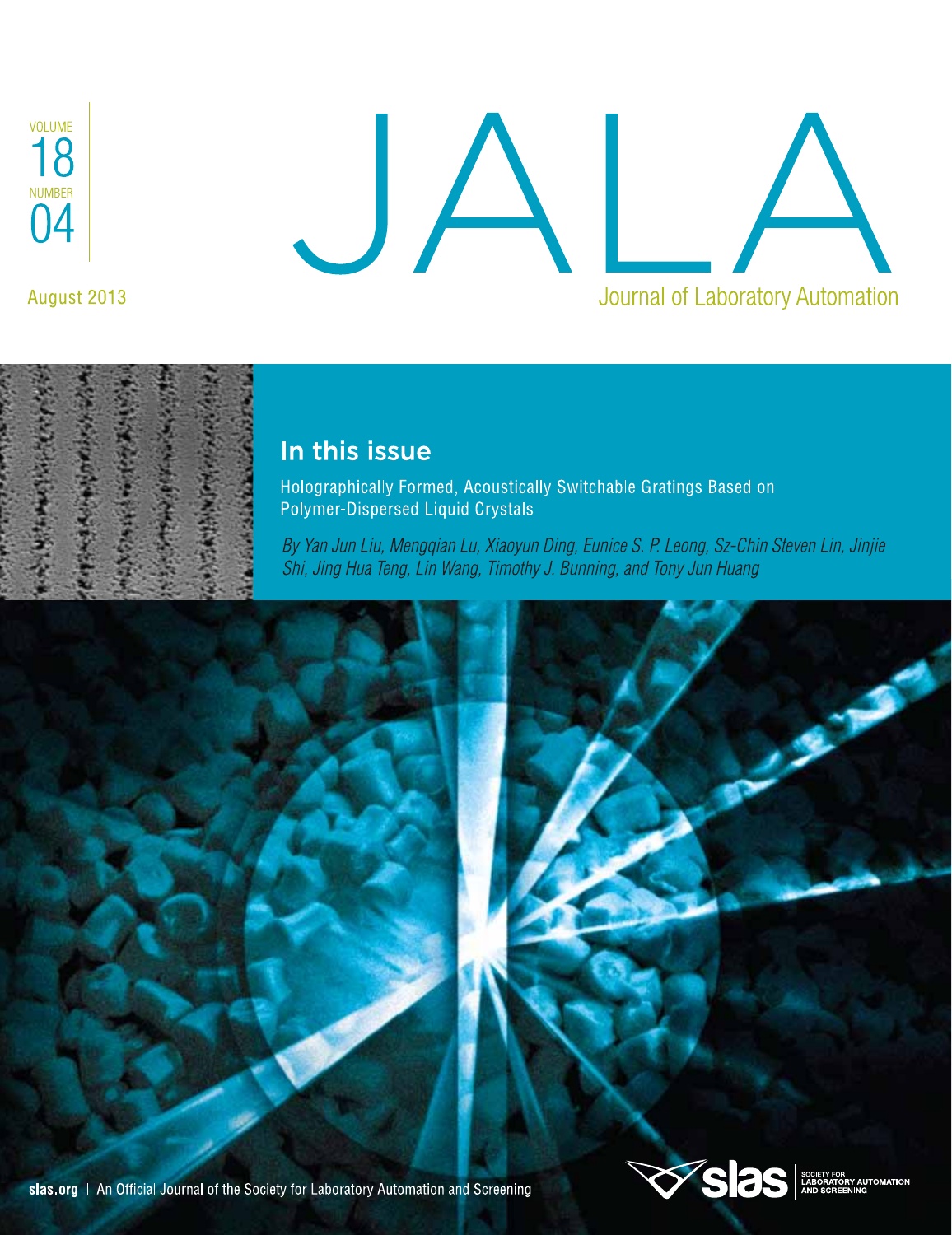VOLUME 18 NUMBER 04

August 2013

# JALA

Journal of Laboratory Automation

## In this issue

Holographically Formed, Acoustically Switchable Gratings Based on Polymer-Dispersed Liquid Crystals

*By Yan Jun Liu, Mengqian Lu, Xiaoyun Ding, Eunice S. P. Leong, Sz-Chin Steven Lin, Jinjie Shi, Jing Hua Teng, Lin Wang, Timothy J. Bunning, and Tony Jun Huang*

**slas.org** | An Official Journal of the Society for Laboratory Automation and Screening

slas SOCIETY FOR LABORATORY AUTOMATION AND SCREENING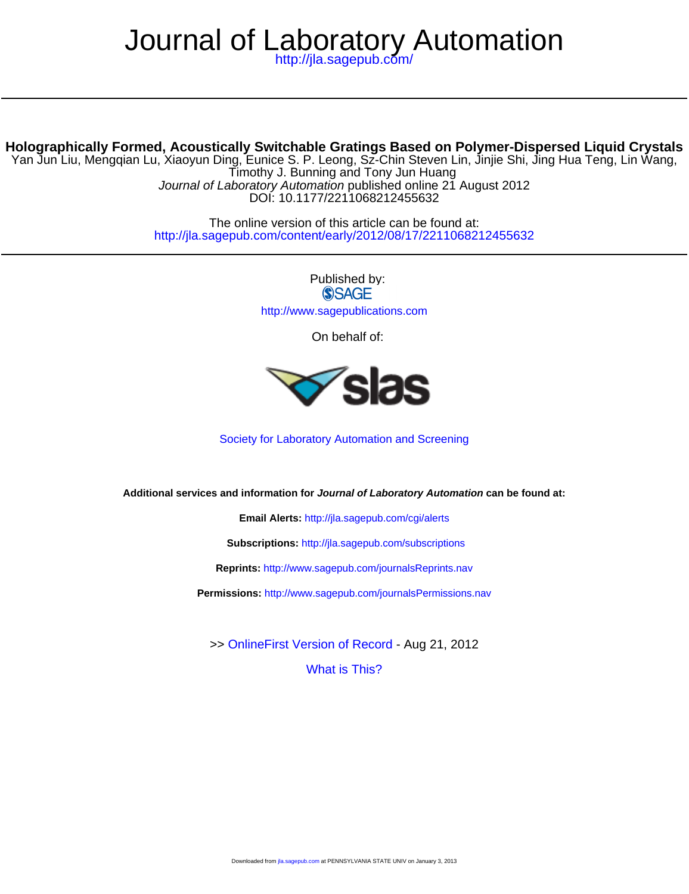# Journal of Laboratory Automation

http://jla.sagepub.com/

## Holographically Formed, Acoustically Switchable Gratings Based on Polymer-Dispersed Liquid Crystals

Yan Jun Liu, Mengqian Lu, Xiaoyun Ding, Eunice S. P. Leong, Sz-Chin Steven Lin, Jinjie Shi, Jing Hua Teng, Lin Wang, Timothy J. Bunning and Tony Jun Huang

*Journal of Laboratory Automation* published online 21 August 2012

DOI: 10.1177/2211068212455632

The online version of this article can be found at:

http://jla.sagepub.com/content/early/2012/08/17/2211068212455632

Published by:

SAGE

http://www.sagepublications.com

On behalf of:

slas

Society for Laboratory Automation and Screening

**Additional services and information for *Journal of Laboratory Automation* can be found at:**

**Email Alerts:** http://jla.sagepub.com/cgi/alerts

**Subscriptions:** http://jla.sagepub.com/subscriptions

**Reprints:** http://www.sagepub.com/journalsReprints.nav

**Permissions:** http://www.sagepub.com/journalsPermissions.nav

>> OnlineFirst Version of Record - Aug 21, 2012

What is This?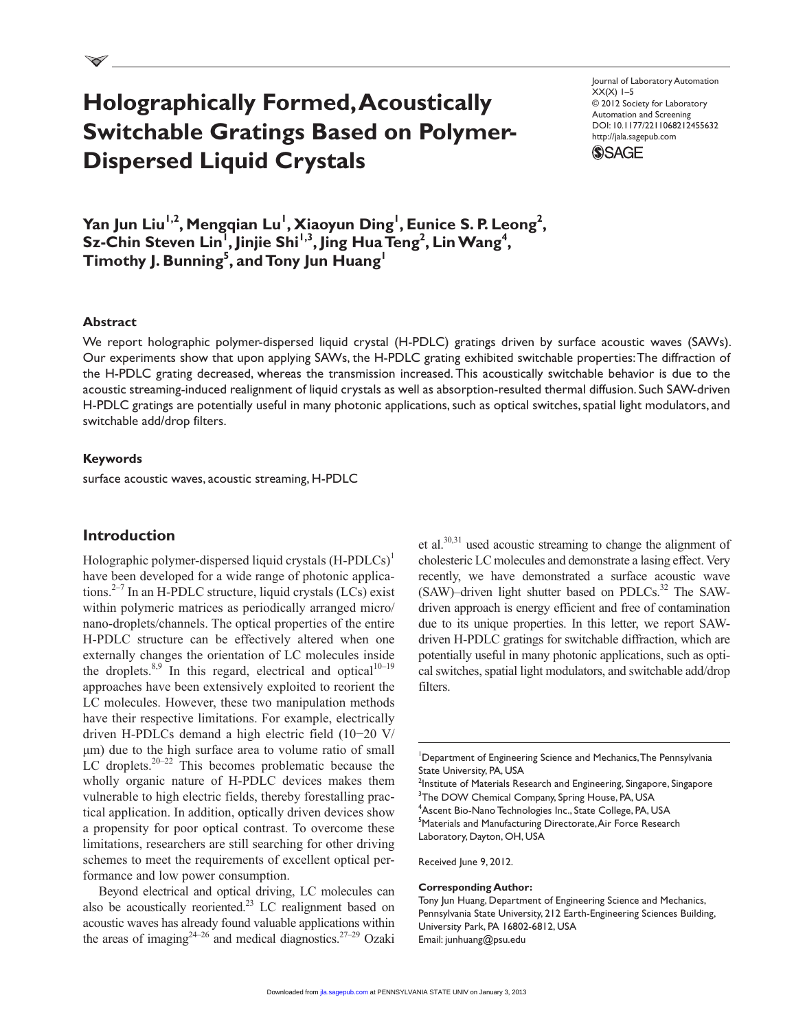# Holographically Formed, Acoustically Switchable Gratings Based on Polymer-Dispersed Liquid Crystals

**Yan Jun Liu[1,2], Mengqian Lu[1], Xiaoyun Ding[1], Eunice S. P. Leong[2], Sz-Chin Steven Lin[1], Jinjie Shi[1,3], Jing Hua Teng[2], Lin Wang[4], Timothy J. Bunning[5], and Tony Jun Huang[1]**

Journal of Laboratory Automation
XX(X) 1–5
© 2012 Society for Laboratory Automation and Screening
DOI: 10.1177/2211068212455632
http://jala.sagepub.com

## Abstract

We report holographic polymer-dispersed liquid crystal (H-PDLC) gratings driven by surface acoustic waves (SAWs). Our experiments show that upon applying SAWs, the H-PDLC grating exhibited switchable properties: The diffraction of the H-PDLC grating decreased, whereas the transmission increased. This acoustically switchable behavior is due to the acoustic streaming-induced realignment of liquid crystals as well as absorption-resulted thermal diffusion. Such SAW-driven H-PDLC gratings are potentially useful in many photonic applications, such as optical switches, spatial light modulators, and switchable add/drop filters.

## Keywords

surface acoustic waves, acoustic streaming, H-PDLC

## Introduction

Holographic polymer-dispersed liquid crystals (H-PDLCs)[1] have been developed for a wide range of photonic applications.[2–7] In an H-PDLC structure, liquid crystals (LCs) exist within polymeric matrices as periodically arranged micro/nano-droplets/channels. The optical properties of the entire H-PDLC structure can be effectively altered when one externally changes the orientation of LC molecules inside the droplets.[8,9] In this regard, electrical and optical[10–19] approaches have been extensively exploited to reorient the LC molecules. However, these two manipulation methods have their respective limitations. For example, electrically driven H-PDLCs demand a high electric field (10−20 V/μm) due to the high surface area to volume ratio of small LC droplets.[20–22] This becomes problematic because the wholly organic nature of H-PDLC devices makes them vulnerable to high electric fields, thereby forestalling practical application. In addition, optically driven devices show a propensity for poor optical contrast. To overcome these limitations, researchers are still searching for other driving schemes to meet the requirements of excellent optical performance and low power consumption.

Beyond electrical and optical driving, LC molecules can also be acoustically reoriented.[23] LC realignment based on acoustic waves has already found valuable applications within the areas of imaging[24–26] and medical diagnostics.[27–29] Ozaki et al.[30,31] used acoustic streaming to change the alignment of cholesteric LC molecules and demonstrate a lasing effect. Very recently, we have demonstrated a surface acoustic wave (SAW)–driven light shutter based on PDLCs.[32] The SAW-driven approach is energy efficient and free of contamination due to its unique properties. In this letter, we report SAW-driven H-PDLC gratings for switchable diffraction, which are potentially useful in many photonic applications, such as optical switches, spatial light modulators, and switchable add/drop filters.

[1]Department of Engineering Science and Mechanics, The Pennsylvania State University, PA, USA
[2]Institute of Materials Research and Engineering, Singapore, Singapore
[3]The DOW Chemical Company, Spring House, PA, USA
[4]Ascent Bio-Nano Technologies Inc., State College, PA, USA
[5]Materials and Manufacturing Directorate, Air Force Research Laboratory, Dayton, OH, USA

Received June 9, 2012.

**Corresponding Author:**
Tony Jun Huang, Department of Engineering Science and Mechanics, Pennsylvania State University, 212 Earth-Engineering Sciences Building, University Park, PA 16802-6812, USA
Email: junhuang@psu.edu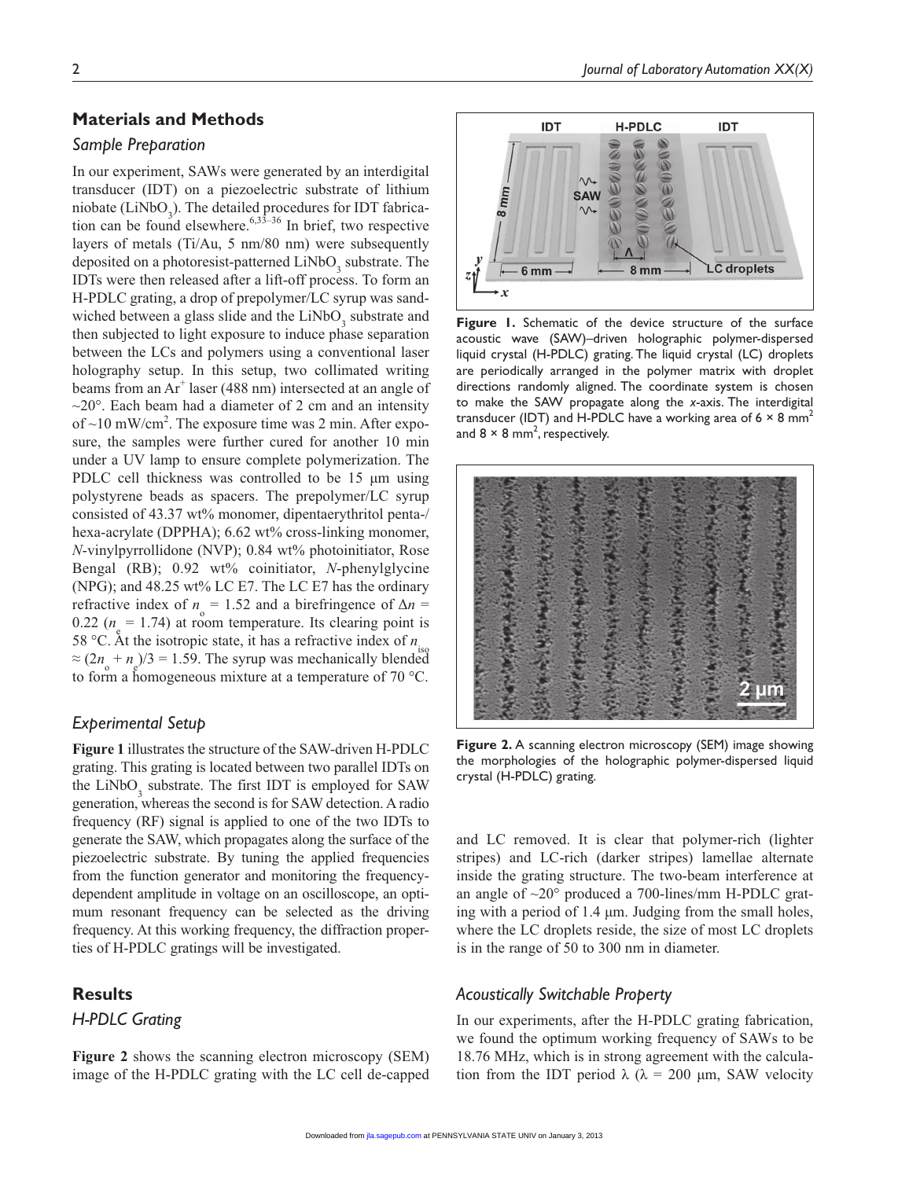## Materials and Methods

### Sample Preparation

In our experiment, SAWs were generated by an interdigital transducer (IDT) on a piezoelectric substrate of lithium niobate ($LiNbO_3$). The detailed procedures for IDT fabrication can be found elsewhere.[6,33–36] In brief, two respective layers of metals (Ti/Au, 5 nm/80 nm) were subsequently deposited on a photoresist-patterned $LiNbO_3$ substrate. The IDTs were then released after a lift-off process. To form an H-PDLC grating, a drop of prepolymer/LC syrup was sandwiched between a glass slide and the $LiNbO_3$ substrate and then subjected to light exposure to induce phase separation between the LCs and polymers using a conventional laser holography setup. In this setup, two collimated writing beams from an $Ar^+$ laser (488 nm) intersected at an angle of ~20°. Each beam had a diameter of 2 cm and an intensity of ~10 mW/cm$^2$. The exposure time was 2 min. After exposure, the samples were further cured for another 10 min under a UV lamp to ensure complete polymerization. The PDLC cell thickness was controlled to be 15 μm using polystyrene beads as spacers. The prepolymer/LC syrup consisted of 43.37 wt% monomer, dipentaerythritol penta-/hexa-acrylate (DPPHA); 6.62 wt% cross-linking monomer, *N*-vinylpyrrollidone (NVP); 0.84 wt% photoinitiator, Rose Bengal (RB); 0.92 wt% coinitiator, *N*-phenylglycine (NPG); and 48.25 wt% LC E7. The LC E7 has the ordinary refractive index of $n_o = 1.52$ and a birefringence of $\Delta n = 0.22$ ($n_e = 1.74$) at room temperature. Its clearing point is 58 °C. At the isotropic state, it has a refractive index of $n_{iso} \approx (2n_o + n_e)/3 = 1.59$. The syrup was mechanically blended to form a homogeneous mixture at a temperature of 70 °C.

### Experimental Setup

**Figure 1** illustrates the structure of the SAW-driven H-PDLC grating. This grating is located between two parallel IDTs on the $LiNbO_3$ substrate. The first IDT is employed for SAW generation, whereas the second is for SAW detection. A radio frequency (RF) signal is applied to one of the two IDTs to generate the SAW, which propagates along the surface of the piezoelectric substrate. By tuning the applied frequencies from the function generator and monitoring the frequency-dependent amplitude in voltage on an oscilloscope, an optimum resonant frequency can be selected as the driving frequency. At this working frequency, the diffraction properties of H-PDLC gratings will be investigated.

**Figure 1.** Schematic of the device structure of the surface acoustic wave (SAW)–driven holographic polymer-dispersed liquid crystal (H-PDLC) grating. The liquid crystal (LC) droplets are periodically arranged in the polymer matrix with droplet directions randomly aligned. The coordinate system is chosen to make the SAW propagate along the *x*-axis. The interdigital transducer (IDT) and H-PDLC have a working area of 6 × 8 mm$^2$ and 8 × 8 mm$^2$, respectively.

**Figure 2.** A scanning electron microscopy (SEM) image showing the morphologies of the holographic polymer-dispersed liquid crystal (H-PDLC) grating.

## Results

### H-PDLC Grating

**Figure 2** shows the scanning electron microscopy (SEM) image of the H-PDLC grating with the LC cell de-capped and LC removed. It is clear that polymer-rich (lighter stripes) and LC-rich (darker stripes) lamellae alternate inside the grating structure. The two-beam interference at an angle of ~20° produced a 700-lines/mm H-PDLC grating with a period of 1.4 μm. Judging from the small holes, where the LC droplets reside, the size of most LC droplets is in the range of 50 to 300 nm in diameter.

### Acoustically Switchable Property

In our experiments, after the H-PDLC grating fabrication, we found the optimum working frequency of SAWs to be 18.76 MHz, which is in strong agreement with the calculation from the IDT period $\lambda$ ($\lambda = 200$ μm, SAW velocity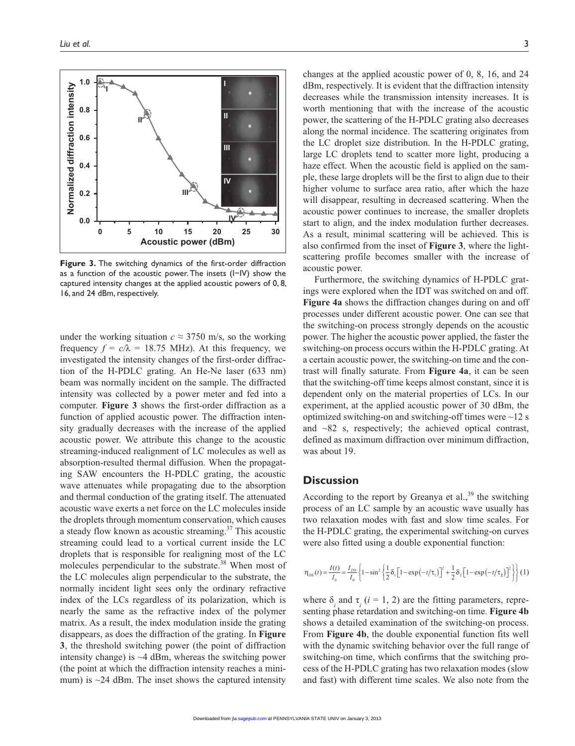Figure 3. The switching dynamics of the first-order diffraction as a function of the acoustic power. The insets (I–IV) show the captured intensity changes at the applied acoustic powers of 0, 8, 16, and 24 dBm, respectively.

under the working situation $c \approx 3750$ m/s, so the working frequency $f = c/\lambda = 18.75$ MHz). At this frequency, we investigated the intensity changes of the first-order diffraction of the H-PDLC grating. An He-Ne laser (633 nm) beam was normally incident on the sample. The diffracted intensity was collected by a power meter and fed into a computer. **Figure 3** shows the first-order diffraction as a function of applied acoustic power. The diffraction intensity gradually decreases with the increase of the applied acoustic power. We attribute this change to the acoustic streaming-induced realignment of LC molecules as well as absorption-resulted thermal diffusion. When the propagating SAW encounters the H-PDLC grating, the acoustic wave attenuates while propagating due to the absorption and thermal conduction of the grating itself. The attenuated acoustic wave exerts a net force on the LC molecules inside the droplets through momentum conservation, which causes a steady flow known as acoustic streaming.[37] This acoustic streaming could lead to a vortical current inside the LC droplets that is responsible for realigning most of the LC molecules perpendicular to the substrate.[38] When most of the LC molecules align perpendicular to the substrate, the normally incident light sees only the ordinary refractive index of the LCs regardless of its polarization, which is nearly the same as the refractive index of the polymer matrix. As a result, the index modulation inside the grating disappears, as does the diffraction of the grating. In **Figure 3**, the threshold switching power (the point of diffraction intensity change) is ~4 dBm, whereas the switching power (the point at which the diffraction intensity reaches a minimum) is ~24 dBm. The inset shows the captured intensity changes at the applied acoustic power of 0, 8, 16, and 24 dBm, respectively. It is evident that the diffraction intensity decreases while the transmission intensity increases. It is worth mentioning that with the increase of the acoustic power, the scattering of the H-PDLC grating also decreases along the normal incidence. The scattering originates from the LC droplet size distribution. In the H-PDLC grating, large LC droplets tend to scatter more light, producing a haze effect. When the acoustic field is applied on the sample, these large droplets will be the first to align due to their higher volume to surface area ratio, after which the haze will disappear, resulting in decreased scattering. When the acoustic power continues to increase, the smaller droplets start to align, and the index modulation further decreases. As a result, minimal scattering will be achieved. This is also confirmed from the inset of **Figure 3**, where the light-scattering profile becomes smaller with the increase of acoustic power.

Furthermore, the switching dynamics of H-PDLC gratings were explored when the IDT was switched on and off. **Figure 4a** shows the diffraction changes during on and off processes under different acoustic power. One can see that the switching-on process strongly depends on the acoustic power. The higher the acoustic power applied, the faster the switching-on process occurs within the H-PDLC grating. At a certain acoustic power, the switching-on time and the contrast will finally saturate. From **Figure 4a**, it can be seen that the switching-off time keeps almost constant, since it is dependent only on the material properties of LCs. In our experiment, at the applied acoustic power of 30 dBm, the optimized switching-on and switching-off times were ~12 s and ~82 s, respectively; the achieved optical contrast, defined as maximum diffraction over minimum diffraction, was about 19.

## Discussion

According to the report by Greanya et al.,[39] the switching process of an LC sample by an acoustic wave usually has two relaxation modes with fast and slow time scales. For the H-PDLC grating, the experimental switching-on curves were also fitted using a double exponential function:

$$\eta_{DE}(t) = \frac{I(t)}{I_0} = \frac{I_{D0}}{I_0}\left\{1 - \sin^2\left\{\frac{1}{2}\delta_1\left[1-\exp\left(-t/\tau_1\right)\right]^2 + \frac{1}{2}\delta_2\left[1-\exp\left(-t/\tau_2\right)\right]^2\right\}\right\} \quad (1)$$

where $\delta_i$ and $\tau_i$ ($i = 1, 2$) are the fitting parameters, representing phase retardation and switching-on time. **Figure 4b** shows a detailed examination of the switching-on process. From **Figure 4b**, the double exponential function fits well with the dynamic switching behavior over the full range of switching-on time, which confirms that the switching process of the H-PDLC grating has two relaxation modes (slow and fast) with different time scales. We also note from the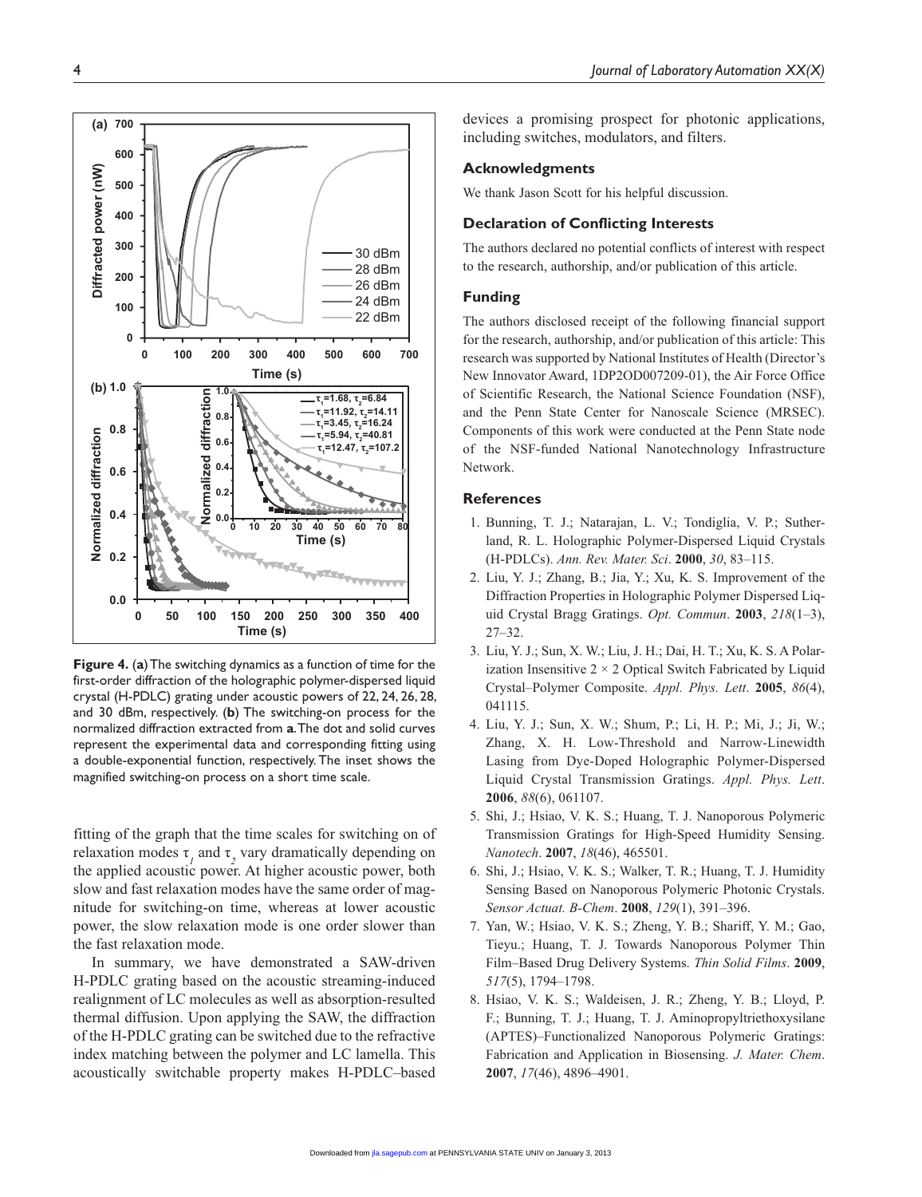**Figure 4.** (**a**) The switching dynamics as a function of time for the first-order diffraction of the holographic polymer-dispersed liquid crystal (H-PDLC) grating under acoustic powers of 22, 24, 26, 28, and 30 dBm, respectively. (**b**) The switching-on process for the normalized diffraction extracted from **a**. The dot and solid curves represent the experimental data and corresponding fitting using a double-exponential function, respectively. The inset shows the magnified switching-on process on a short time scale.

fitting of the graph that the time scales for switching on of relaxation modes $\tau_1$ and $\tau_2$ vary dramatically depending on the applied acoustic power. At higher acoustic power, both slow and fast relaxation modes have the same order of magnitude for switching-on time, whereas at lower acoustic power, the slow relaxation mode is one order slower than the fast relaxation mode.

In summary, we have demonstrated a SAW-driven H-PDLC grating based on the acoustic streaming-induced realignment of LC molecules as well as absorption-resulted thermal diffusion. Upon applying the SAW, the diffraction of the H-PDLC grating can be switched due to the refractive index matching between the polymer and LC lamella. This acoustically switchable property makes H-PDLC–based devices a promising prospect for photonic applications, including switches, modulators, and filters.

## Acknowledgments

We thank Jason Scott for his helpful discussion.

## Declaration of Conflicting Interests

The authors declared no potential conflicts of interest with respect to the research, authorship, and/or publication of this article.

## Funding

The authors disclosed receipt of the following financial support for the research, authorship, and/or publication of this article: This research was supported by National Institutes of Health (Director's New Innovator Award, 1DP2OD007209-01), the Air Force Office of Scientific Research, the National Science Foundation (NSF), and the Penn State Center for Nanoscale Science (MRSEC). Components of this work were conducted at the Penn State node of the NSF-funded National Nanotechnology Infrastructure Network.

## References

1. Bunning, T. J.; Natarajan, L. V.; Tondiglia, V. P.; Sutherland, R. L. Holographic Polymer-Dispersed Liquid Crystals (H-PDLCs). *Ann. Rev. Mater. Sci*. **2000**, *30*, 83–115.
2. Liu, Y. J.; Zhang, B.; Jia, Y.; Xu, K. S. Improvement of the Diffraction Properties in Holographic Polymer Dispersed Liquid Crystal Bragg Gratings. *Opt. Commun*. **2003**, *218*(1–3), 27–32.
3. Liu, Y. J.; Sun, X. W.; Liu, J. H.; Dai, H. T.; Xu, K. S. A Polarization Insensitive 2 × 2 Optical Switch Fabricated by Liquid Crystal–Polymer Composite. *Appl. Phys. Lett*. **2005**, *86*(4), 041115.
4. Liu, Y. J.; Sun, X. W.; Shum, P.; Li, H. P.; Mi, J.; Ji, W.; Zhang, X. H. Low-Threshold and Narrow-Linewidth Lasing from Dye-Doped Holographic Polymer-Dispersed Liquid Crystal Transmission Gratings. *Appl. Phys. Lett*. **2006**, *88*(6), 061107.
5. Shi, J.; Hsiao, V. K. S.; Huang, T. J. Nanoporous Polymeric Transmission Gratings for High-Speed Humidity Sensing. *Nanotech*. **2007**, *18*(46), 465501.
6. Shi, J.; Hsiao, V. K. S.; Walker, T. R.; Huang, T. J. Humidity Sensing Based on Nanoporous Polymeric Photonic Crystals. *Sensor Actuat. B-Chem*. **2008**, *129*(1), 391–396.
7. Yan, W.; Hsiao, V. K. S.; Zheng, Y. B.; Shariff, Y. M.; Gao, Tieyu.; Huang, T. J. Towards Nanoporous Polymer Thin Film–Based Drug Delivery Systems. *Thin Solid Films*. **2009**, *517*(5), 1794–1798.
8. Hsiao, V. K. S.; Waldeisen, J. R.; Zheng, Y. B.; Lloyd, P. F.; Bunning, T. J.; Huang, T. J. Aminopropyltriethoxysilane (APTES)–Functionalized Nanoporous Polymeric Gratings: Fabrication and Application in Biosensing. *J. Mater. Chem*. **2007**, *17*(46), 4896–4901.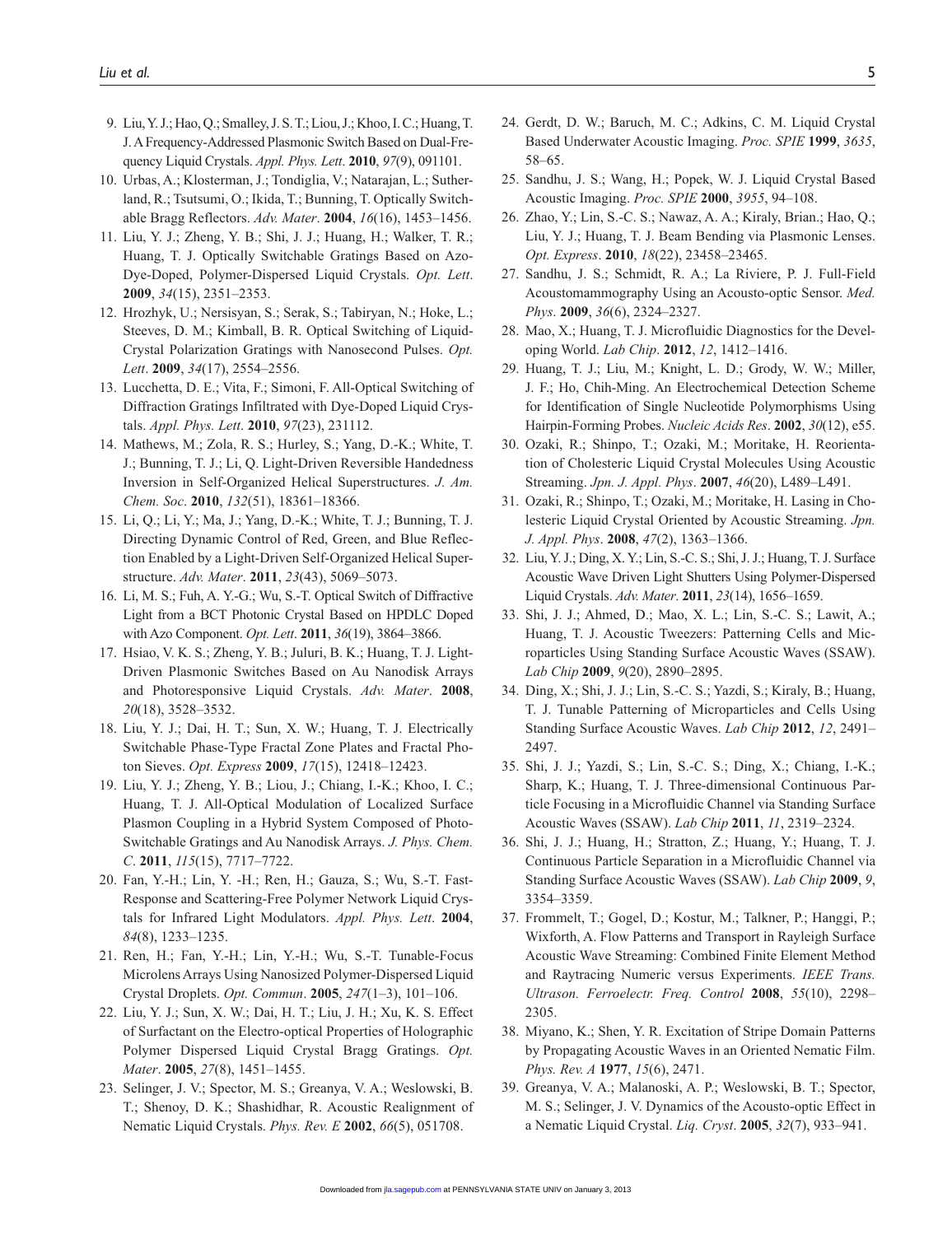9. Liu, Y. J.; Hao, Q.; Smalley, J. S. T.; Liou, J.; Khoo, I. C.; Huang, T. J. A Frequency-Addressed Plasmonic Switch Based on Dual-Frequency Liquid Crystals. *Appl. Phys. Lett*. **2010**, *97*(9), 091101.
10. Urbas, A.; Klosterman, J.; Tondiglia, V.; Natarajan, L.; Sutherland, R.; Tsutsumi, O.; Ikida, T.; Bunning, T. Optically Switchable Bragg Reflectors. *Adv. Mater*. **2004**, *16*(16), 1453–1456.
11. Liu, Y. J.; Zheng, Y. B.; Shi, J. J.; Huang, H.; Walker, T. R.; Huang, T. J. Optically Switchable Gratings Based on Azo-Dye-Doped, Polymer-Dispersed Liquid Crystals. *Opt. Lett*. **2009**, *34*(15), 2351–2353.
12. Hrozhyk, U.; Nersisyan, S.; Serak, S.; Tabiryan, N.; Hoke, L.; Steeves, D. M.; Kimball, B. R. Optical Switching of Liquid-Crystal Polarization Gratings with Nanosecond Pulses. *Opt. Lett*. **2009**, *34*(17), 2554–2556.
13. Lucchetta, D. E.; Vita, F.; Simoni, F. All-Optical Switching of Diffraction Gratings Infiltrated with Dye-Doped Liquid Crystals. *Appl. Phys. Lett*. **2010**, *97*(23), 231112.
14. Mathews, M.; Zola, R. S.; Hurley, S.; Yang, D.-K.; White, T. J.; Bunning, T. J.; Li, Q. Light-Driven Reversible Handedness Inversion in Self-Organized Helical Superstructures. *J. Am. Chem. Soc*. **2010**, *132*(51), 18361–18366.
15. Li, Q.; Li, Y.; Ma, J.; Yang, D.-K.; White, T. J.; Bunning, T. J. Directing Dynamic Control of Red, Green, and Blue Reflection Enabled by a Light-Driven Self-Organized Helical Superstructure. *Adv. Mater*. **2011**, *23*(43), 5069–5073.
16. Li, M. S.; Fuh, A. Y.-G.; Wu, S.-T. Optical Switch of Diffractive Light from a BCT Photonic Crystal Based on HPDLC Doped with Azo Component. *Opt. Lett*. **2011**, *36*(19), 3864–3866.
17. Hsiao, V. K. S.; Zheng, Y. B.; Juluri, B. K.; Huang, T. J. Light-Driven Plasmonic Switches Based on Au Nanodisk Arrays and Photoresponsive Liquid Crystals. *Adv. Mater*. **2008**, *20*(18), 3528–3532.
18. Liu, Y. J.; Dai, H. T.; Sun, X. W.; Huang, T. J. Electrically Switchable Phase-Type Fractal Zone Plates and Fractal Photon Sieves. *Opt. Express* **2009**, *17*(15), 12418–12423.
19. Liu, Y. J.; Zheng, Y. B.; Liou, J.; Chiang, I.-K.; Khoo, I. C.; Huang, T. J. All-Optical Modulation of Localized Surface Plasmon Coupling in a Hybrid System Composed of Photo-Switchable Gratings and Au Nanodisk Arrays. *J. Phys. Chem. C*. **2011**, *115*(15), 7717–7722.
20. Fan, Y.-H.; Lin, Y. -H.; Ren, H.; Gauza, S.; Wu, S.-T. Fast-Response and Scattering-Free Polymer Network Liquid Crystals for Infrared Light Modulators. *Appl. Phys. Lett*. **2004**, *84*(8), 1233–1235.
21. Ren, H.; Fan, Y.-H.; Lin, Y.-H.; Wu, S.-T. Tunable-Focus Microlens Arrays Using Nanosized Polymer-Dispersed Liquid Crystal Droplets. *Opt. Commun*. **2005**, *247*(1–3), 101–106.
22. Liu, Y. J.; Sun, X. W.; Dai, H. T.; Liu, J. H.; Xu, K. S. Effect of Surfactant on the Electro-optical Properties of Holographic Polymer Dispersed Liquid Crystal Bragg Gratings. *Opt. Mater*. **2005**, *27*(8), 1451–1455.
23. Selinger, J. V.; Spector, M. S.; Greanya, V. A.; Weslowski, B. T.; Shenoy, D. K.; Shashidhar, R. Acoustic Realignment of Nematic Liquid Crystals. *Phys. Rev. E* **2002**, *66*(5), 051708.
24. Gerdt, D. W.; Baruch, M. C.; Adkins, C. M. Liquid Crystal Based Underwater Acoustic Imaging. *Proc. SPIE* **1999**, *3635*, 58–65.
25. Sandhu, J. S.; Wang, H.; Popek, W. J. Liquid Crystal Based Acoustic Imaging. *Proc. SPIE* **2000**, *3955*, 94–108.
26. Zhao, Y.; Lin, S.-C. S.; Nawaz, A. A.; Kiraly, Brian.; Hao, Q.; Liu, Y. J.; Huang, T. J. Beam Bending via Plasmonic Lenses. *Opt. Express*. **2010**, *18*(22), 23458–23465.
27. Sandhu, J. S.; Schmidt, R. A.; La Riviere, P. J. Full-Field Acoustomammography Using an Acousto-optic Sensor. *Med. Phys*. **2009**, *36*(6), 2324–2327.
28. Mao, X.; Huang, T. J. Microfluidic Diagnostics for the Developing World. *Lab Chip*. **2012**, *12*, 1412–1416.
29. Huang, T. J.; Liu, M.; Knight, L. D.; Grody, W. W.; Miller, J. F.; Ho, Chih-Ming. An Electrochemical Detection Scheme for Identification of Single Nucleotide Polymorphisms Using Hairpin-Forming Probes. *Nucleic Acids Res*. **2002**, *30*(12), e55.
30. Ozaki, R.; Shinpo, T.; Ozaki, M.; Moritake, H. Reorientation of Cholesteric Liquid Crystal Molecules Using Acoustic Streaming. *Jpn. J. Appl. Phys*. **2007**, *46*(20), L489–L491.
31. Ozaki, R.; Shinpo, T.; Ozaki, M.; Moritake, H. Lasing in Cholesteric Liquid Crystal Oriented by Acoustic Streaming. *Jpn. J. Appl. Phys*. **2008**, *47*(2), 1363–1366.
32. Liu, Y. J.; Ding, X. Y.; Lin, S.-C. S.; Shi, J. J.; Huang, T. J. Surface Acoustic Wave Driven Light Shutters Using Polymer-Dispersed Liquid Crystals. *Adv. Mater*. **2011**, *23*(14), 1656–1659.
33. Shi, J. J.; Ahmed, D.; Mao, X. L.; Lin, S.-C. S.; Lawit, A.; Huang, T. J. Acoustic Tweezers: Patterning Cells and Microparticles Using Standing Surface Acoustic Waves (SSAW). *Lab Chip* **2009**, *9*(20), 2890–2895.
34. Ding, X.; Shi, J. J.; Lin, S.-C. S.; Yazdi, S.; Kiraly, B.; Huang, T. J. Tunable Patterning of Microparticles and Cells Using Standing Surface Acoustic Waves. *Lab Chip* **2012**, *12*, 2491–2497.
35. Shi, J. J.; Yazdi, S.; Lin, S.-C. S.; Ding, X.; Chiang, I.-K.; Sharp, K.; Huang, T. J. Three-dimensional Continuous Particle Focusing in a Microfluidic Channel via Standing Surface Acoustic Waves (SSAW). *Lab Chip* **2011**, *11*, 2319–2324.
36. Shi, J. J.; Huang, H.; Stratton, Z.; Huang, Y.; Huang, T. J. Continuous Particle Separation in a Microfluidic Channel via Standing Surface Acoustic Waves (SSAW). *Lab Chip* **2009**, *9*, 3354–3359.
37. Frommelt, T.; Gogel, D.; Kostur, M.; Talkner, P.; Hanggi, P.; Wixforth, A. Flow Patterns and Transport in Rayleigh Surface Acoustic Wave Streaming: Combined Finite Element Method and Raytracing Numeric versus Experiments. *IEEE Trans. Ultrason. Ferroelectr. Freq. Control* **2008**, *55*(10), 2298–2305.
38. Miyano, K.; Shen, Y. R. Excitation of Stripe Domain Patterns by Propagating Acoustic Waves in an Oriented Nematic Film. *Phys. Rev. A* **1977**, *15*(6), 2471.
39. Greanya, V. A.; Malanoski, A. P.; Weslowski, B. T.; Spector, M. S.; Selinger, J. V. Dynamics of the Acousto-optic Effect in a Nematic Liquid Crystal. *Liq. Cryst*. **2005**, *32*(7), 933–941.